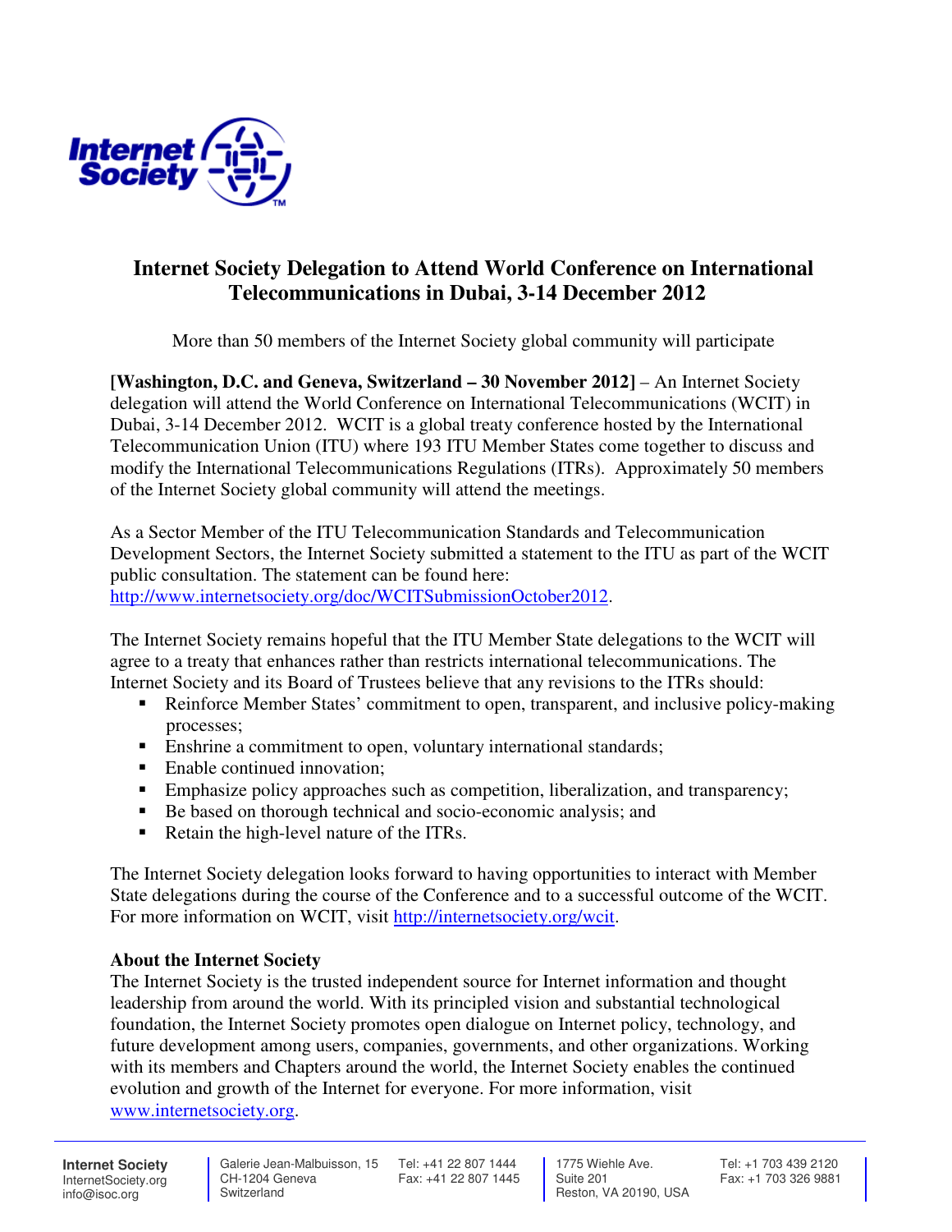# Internet Society Delegation to Attend World Conference on International Telecommunications in Dubai, 3-14 December 2012

More than 50 members of the Internet Society global community will participate

**[Washington, D.C. and Geneva, Switzerland – 30 November 2012]** – An Internet Society delegation will attend the World Conference on International Telecommunications (WCIT) in Dubai, 3-14 December 2012. WCIT is a global treaty conference hosted by the International Telecommunication Union (ITU) where 193 ITU Member States come together to discuss and modify the International Telecommunications Regulations (ITRs). Approximately 50 members of the Internet Society global community will attend the meetings.

As a Sector Member of the ITU Telecommunication Standards and Telecommunication Development Sectors, the Internet Society submitted a statement to the ITU as part of the WCIT public consultation. The statement can be found here: http://www.internetsociety.org/doc/WCITSubmissionOctober2012.

The Internet Society remains hopeful that the ITU Member State delegations to the WCIT will agree to a treaty that enhances rather than restricts international telecommunications. The Internet Society and its Board of Trustees believe that any revisions to the ITRs should:

- Reinforce Member States' commitment to open, transparent, and inclusive policy-making processes;
- Enshrine a commitment to open, voluntary international standards;
- Enable continued innovation;
- Emphasize policy approaches such as competition, liberalization, and transparency;
- Be based on thorough technical and socio-economic analysis; and
- Retain the high-level nature of the ITRs.

The Internet Society delegation looks forward to having opportunities to interact with Member State delegations during the course of the Conference and to a successful outcome of the WCIT. For more information on WCIT, visit http://internetsociety.org/wcit.

**About the Internet Society**

The Internet Society is the trusted independent source for Internet information and thought leadership from around the world. With its principled vision and substantial technological foundation, the Internet Society promotes open dialogue on Internet policy, technology, and future development among users, companies, governments, and other organizations. Working with its members and Chapters around the world, the Internet Society enables the continued evolution and growth of the Internet for everyone. For more information, visit www.internetsociety.org.

**Internet Society**
InternetSociety.org
info@isoc.org

Galerie Jean-Malbuisson, 15
CH-1204 Geneva
Switzerland

Tel: +41 22 807 1444
Fax: +41 22 807 1445

1775 Wiehle Ave.
Suite 201
Reston, VA 20190, USA

Tel: +1 703 439 2120
Fax: +1 703 326 9881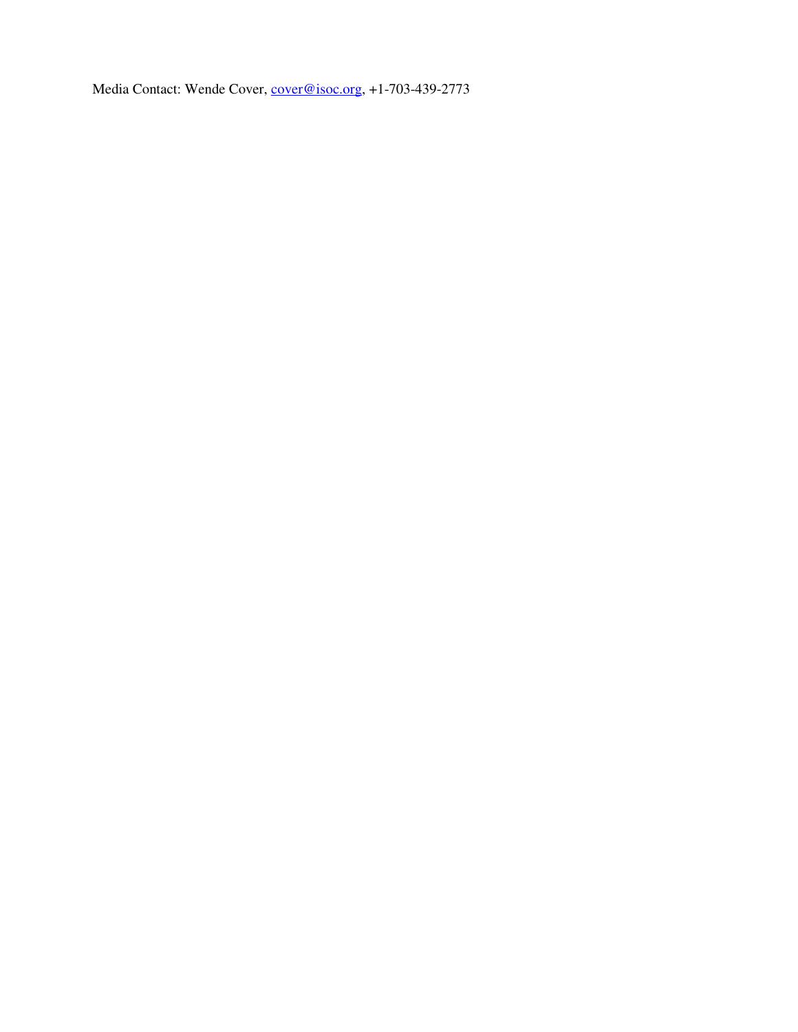Media Contact: Wende Cover, [cover@isoc.org](mailto:cover@isoc.org), +1-703-439-2773